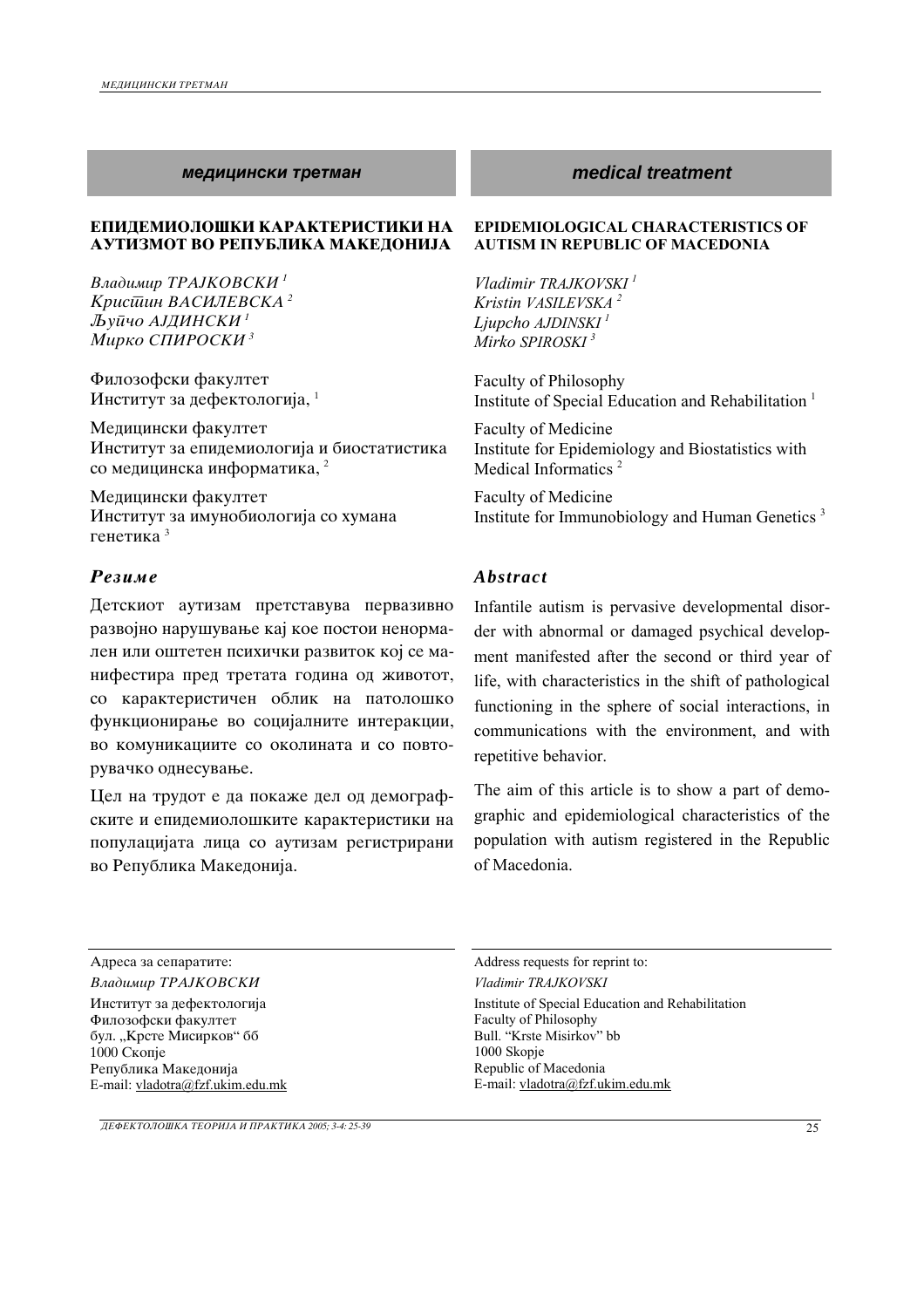**медицински третман**

# ЕПИДЕМИОЛОШКИ КАРАКТЕРИСТИКИ НА АУТИЗМОТ ВО РЕПУБЛИКА МАКЕДОНИЈА

*Владимир ТРАЈКОВСКИ* [1]
*Кристин ВАСИЛЕВСКА* [2]
*Љупчо АЈДИНСКИ* [1]
*Мирко СПИРОСКИ* [3]

Филозофски факултет
Институт за дефектологија, [1]

Медицински факултет
Институт за епидемиологија и биостатистика со медицинска информатика, [2]

Медицински факултет
Институт за имунобиологија со хумана генетика [3]

## *Резиме*

Детскиот аутизам претставува первазивно развојно нарушување кај кое постои ненормален или оштетен психички развиток кој се манифестира пред третата година од животот, со карактеристичен облик на патолошко функционирање во социјалните интеракции, во комуникациите со околината и со повторувачко однесување.

Цел на трудот е да покаже дел од демографските и епидемиолошките карактеристики на популацијата лица со аутизам регистрирани во Република Македонија.

Адреса за сепаратите:
*Владимир ТРАЈКОВСКИ*
Институт за дефектологија
Филозофски факултет
бул. „Крсте Мисирков" бб
1000 Скопје
Република Македонија
E-mail: vladotra@fzf.ukim.edu.mk

**medical treatment**

# EPIDEMIOLOGICAL CHARACTERISTICS OF AUTISM IN REPUBLIC OF MACEDONIA

*Vladimir TRAJKOVSKI* [1]
*Kristin VASILEVSKA* [2]
*Ljupcho AJDINSKI* [1]
*Mirko SPIROSKI* [3]

Faculty of Philosophy
Institute of Special Education and Rehabilitation [1]

Faculty of Medicine
Institute for Epidemiology and Biostatistics with Medical Informatics [2]

Faculty of Medicine
Institute for Immunobiology and Human Genetics [3]

## *Abstract*

Infantile autism is pervasive developmental disorder with abnormal or damaged psychical development manifested after the second or third year of life, with characteristics in the shift of pathological functioning in the sphere of social interactions, in communications with the environment, and with repetitive behavior.

The aim of this article is to show a part of demographic and epidemiological characteristics of the population with autism registered in the Republic of Macedonia.

Address requests for reprint to:
*Vladimir TRAJKOVSKI*
Institute of Special Education and Rehabilitation
Faculty of Philosophy
Bull. "Krste Misirkov" bb
1000 Skopje
Republic of Macedonia
E-mail: vladotra@fzf.ukim.edu.mk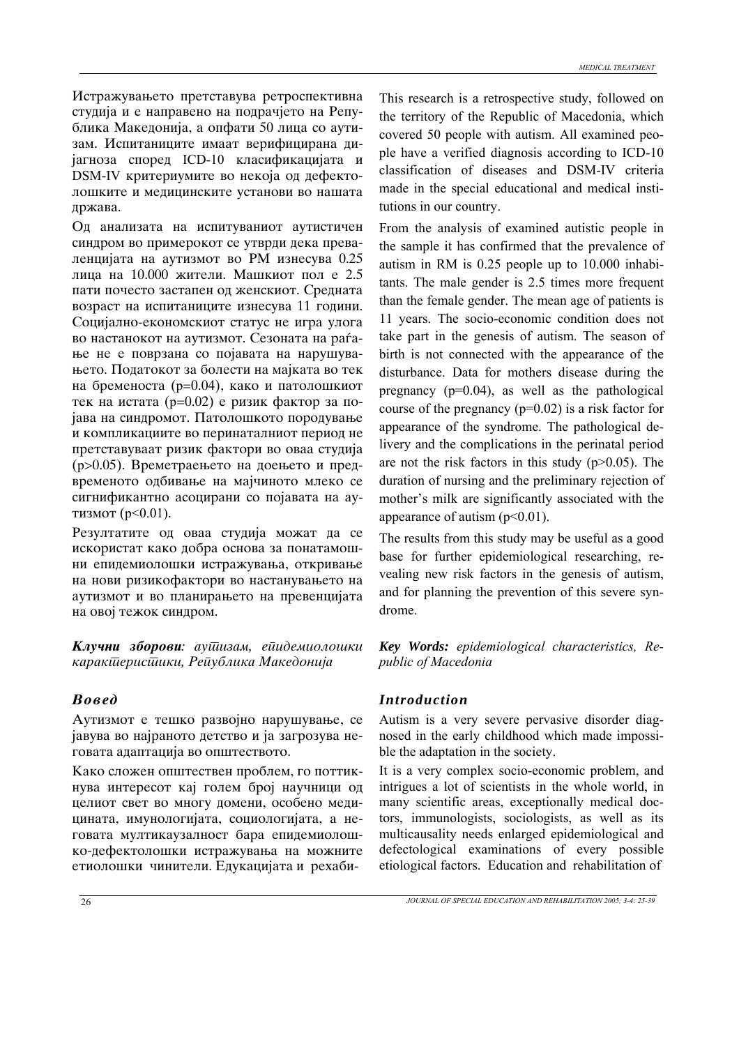Истражувањето претставува ретроспективна студија и е направено на подрачјето на Република Македонија, а опфати 50 лица со аутизам. Испитаниците имаат верифицирана дијагноза според ICD-10 класификацијата и DSM-IV критериумите во некоја од дефектолошките и медицинските установи во нашата држава.

Од анализата на испитуваниот аутистичен синдром во примерокот се утврди дека преваленцијата на аутизмот во РМ изнесува 0.25 лица на 10.000 жители. Машкиот пол е 2.5 пати почесто застапен од женскиот. Средната возраст на испитаниците изнесува 11 години. Социјално-економскиот статус не игра улога во настанокот на аутизмот. Сезоната на раѓање не е поврзана со појавата на нарушувањето. Податокот за болести на мајката во тек на бременоста ($p=0.04$), како и патолошкиот тек на истата ($p=0.02$) е ризик фактор за појава на синдромот. Патолошкото породување и компликациите во перинаталниот период не претставуваат ризик фактори во оваа студија ($p>0.05$). Времетраењето на доењето и предвременото одбивање на мајчиното млеко се сигнификантно асоцирани со појавата на аутизмот ($p<0.01$).

Резултатите од оваа студија можат да се искористат како добра основа за понатамошни епидемиолошки истражувања, откривање на нови ризикофактори во настанувањето на аутизмот и во планирањето на превенцијата на овој тежок синдром.

***Клучни зборови:*** *аутизам, епидемиолошки карактеристики, Република Македонија*

## Вовед

Аутизмот е тешко развојно нарушување, се јавува во најраното детство и ја загрозува неговата адаптација во општеството.

Како сложен општествен проблем, го поттикнува интересот кај голем број научници од целиот свет во многу домени, особено медицината, имунологијата, социологијата, а неговата мултикаузалност бара епидемиолошко-дефектолошки истражувања на можните етиолошки чинители. Едукацијата и рехаби-

This research is a retrospective study, followed on the territory of the Republic of Macedonia, which covered 50 people with autism. All examined people have a verified diagnosis according to ICD-10 classification of diseases and DSM-IV criteria made in the special educational and medical institutions in our country.

From the analysis of examined autistic people in the sample it has confirmed that the prevalence of autism in RM is 0.25 people up to 10.000 inhabitants. The male gender is 2.5 times more frequent than the female gender. The mean age of patients is 11 years. The socio-economic condition does not take part in the genesis of autism. The season of birth is not connected with the appearance of the disturbance. Data for mothers disease during the pregnancy ($p=0.04$), as well as the pathological course of the pregnancy ($p=0.02$) is a risk factor for appearance of the syndrome. The pathological delivery and the complications in the perinatal period are not the risk factors in this study ($p>0.05$). The duration of nursing and the preliminary rejection of mother's milk are significantly associated with the appearance of autism ($p<0.01$).

The results from this study may be useful as a good base for further epidemiological researching, revealing new risk factors in the genesis of autism, and for planning the prevention of this severe syndrome.

***Key Words:*** *epidemiological characteristics, Republic of Macedonia*

## Introduction

Autism is a very severe pervasive disorder diagnosed in the early childhood which made impossible the adaptation in the society.

It is a very complex socio-economic problem, and intrigues a lot of scientists in the whole world, in many scientific areas, exceptionally medical doctors, immunologists, sociologists, as well as its multicausality needs enlarged epidemiological and defectological examinations of every possible etiological factors. Education and rehabilitation of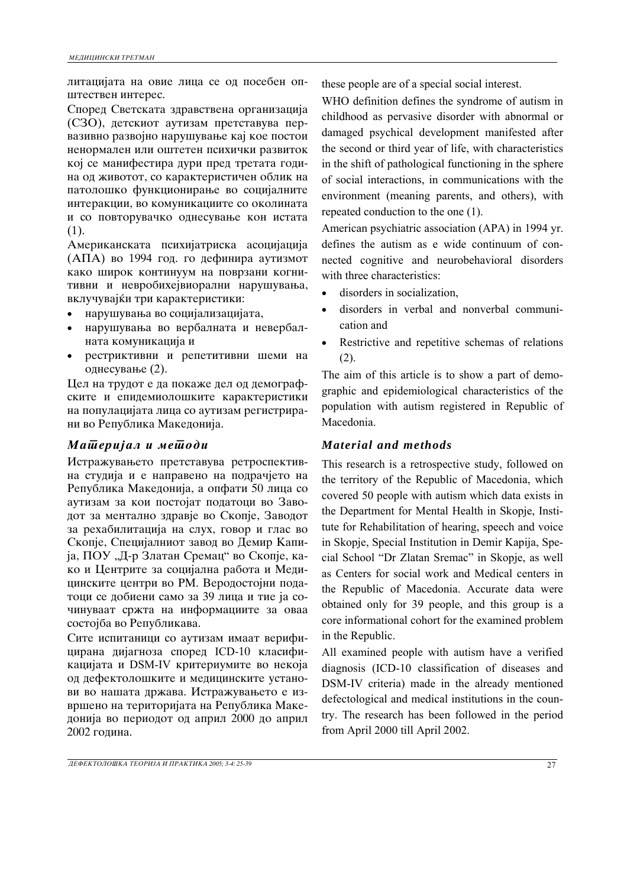литацијата на овие лица се од посебен општествен интерес.

Според Светската здравствена организација (СЗО), детскиот аутизам претставува первазивно развојно нарушување кај кое постои ненормален или оштетен психички развиток кој се манифестира дури пред третата година од животот, со карактеристичен облик на патолошко функционирање во социјалните интеракции, во комуникациите со околината и со повторувачко однесување кон истата (1).

Американската психијатриска асоцијација (АПА) во 1994 год. го дефинира аутизмот како широк континуум на поврзани когнитивни и невробихејвиорални нарушувања, вклучувајќи три карактеристики:

- нарушувања во социјализацијата,
- нарушувања во вербалната и невербалната комуникација и
- рестриктивни и репетитивни шеми на однесување (2).

Цел на трудот е да покаже дел од демографските и епидемиолошките карактеристики на популацијата лица со аутизам регистрирани во Република Македонија.

## *Материјал и методи*

Истражувањето претставува ретроспективна студија и е направено на подрачјето на Република Македонија, а опфати 50 лица со аутизам за кои постојат податоци во Заводот за ментално здравје во Скопје, Заводот за рехабилитација на слух, говор и глас во Скопје, Специјалниот завод во Демир Капија, ПОУ „Д-р Златан Сремац" во Скопје, како и Центрите за социјална работа и Медицинските центри во РМ. Веродостојни податоци се добиени само за 39 лица и тие ја сочинуваат сржта на информациите за оваа состојба во Републиката.

Сите испитаници со аутизам имаат верифицирана дијагноза според ICD-10 класификацијата и DSM-IV критериумите во некоја од дефектолошките и медицинските установи во нашата држава. Истражувањето е извршено на територијата на Република Македонија во периодот од април 2000 до април 2002 година.

these people are of a special social interest.

WHO definition defines the syndrome of autism in childhood as pervasive disorder with abnormal or damaged psychical development manifested after the second or third year of life, with characteristics in the shift of pathological functioning in the sphere of social interactions, in communications with the environment (meaning parents, and others), with repeated conduction to the one (1).

American psychiatric association (APA) in 1994 yr. defines the autism as e wide continuum of connected cognitive and neurobehavioral disorders with three characteristics:

- disorders in socialization,
- disorders in verbal and nonverbal communication and
- Restrictive and repetitive schemas of relations (2).

The aim of this article is to show a part of demographic and epidemiological characteristics of the population with autism registered in Republic of Macedonia.

## *Material and methods*

This research is a retrospective study, followed on the territory of the Republic of Macedonia, which covered 50 people with autism which data exists in the Department for Mental Health in Skopje, Institute for Rehabilitation of hearing, speech and voice in Skopje, Special Institution in Demir Kapija, Special School "Dr Zlatan Sremac" in Skopje, as well as Centers for social work and Medical centers in the Republic of Macedonia. Accurate data were obtained only for 39 people, and this group is a core informational cohort for the examined problem in the Republic.

All examined people with autism have a verified diagnosis (ICD-10 classification of diseases and DSM-IV criteria) made in the already mentioned defectological and medical institutions in the country. The research has been followed in the period from April 2000 till April 2002.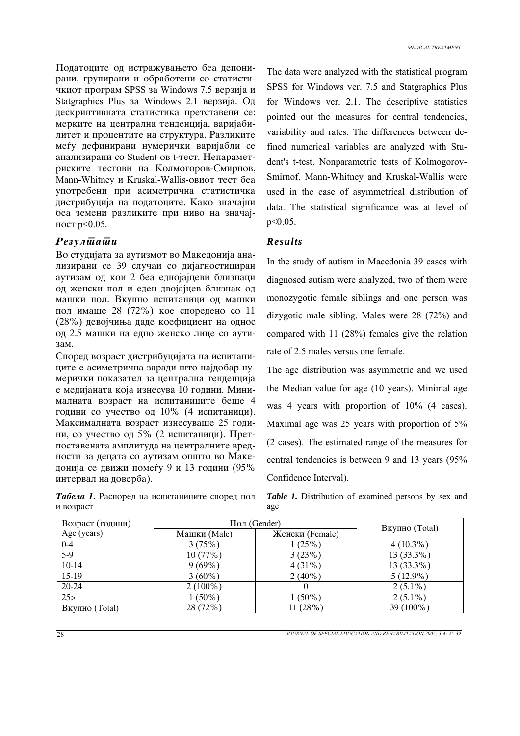Податоците од истражувањето беа депонирани, групирани и обработени со статистичкиот програм SPSS за Windows 7.5 верзија и Statgraphics Plus за Windows 2.1 верзија. Од дескриптивната статистика претставени се: мерките на централна тенденција, варијабилитет и процентите на структура. Разликите меѓу дефинирани нумерички варијабли се анализирани со Student-ов t-тест. Непараметриските тестови на Колмогоров-Смирнов, Mann-Whitney и Kruskal-Wallis-овиот тест беа употребени при асиметрична статистичка дистрибуција на податоците. Како значајни беа земени разликите при ниво на значајност $p<0.05$.

## *Резултати*

Во студијата за аутизмот во Македонија анализирани се 39 случаи со дијагностициран аутизам од кои 2 беа еднојајцеви близнаци од женски пол и еден двојајцев близнак од машки пол. Вкупно испитаници од машки пол имаше 28 (72%) кое споредено со 11 (28%) девојчиња даде коефициент на однос од 2.5 машки на едно женско лице со аутизам.

Според возраст дистрибуцијата на испитаниците е асиметрична заради што најдобар нумерички показател за централна тенденција е медијаната која изнесува 10 години. Минималната возраст на испитаниците беше 4 години со учество од 10% (4 испитаници). Максималната возраст изнесуваше 25 години, со учество од 5% (2 испитаници). Претпоставената амплитуда на централните вредности за децата со аутизам општо во Македонија се движи помеѓу 9 и 13 години (95% интервал на доверба).

The data were analyzed with the statistical program SPSS for Windows ver. 7.5 and Statgraphics Plus for Windows ver. 2.1. The descriptive statistics pointed out the measures for central tendencies, variability and rates. The differences between defined numerical variables are analyzed with Student's t-test. Nonparametric tests of Kolmogorov-Smirnof, Mann-Whitney and Kruskal-Wallis were used in the case of asymmetrical distribution of data. The statistical significance was at level of $p<0.05$.

## *Results*

In the study of autism in Macedonia 39 cases with diagnosed autism were analyzed, two of them were monozygotic female siblings and one person was dizygotic male sibling. Males were 28 (72%) and compared with 11 (28%) females give the relation rate of 2.5 males versus one female.

The age distribution was asymmetric and we used the Median value for age (10 years). Minimal age was 4 years with proportion of 10% (4 cases). Maximal age was 25 years with proportion of 5% (2 cases). The estimated range of the measures for central tendencies is between 9 and 13 years (95% Confidence Interval).

***Табела 1.*** Распоред на испитаниците според пол и возраст

***Table 1.*** Distribution of examined persons by sex and age

| Возраст (години) Age (years) | Пол (Gender) | | Вкупно (Total) |
|---|---|---|---|
| | Машки (Male) | Женски (Female) | |
| 0-4 | 3 (75%) | 1 (25%) | 4 (10.3%) |
| 5-9 | 10 (77%) | 3 (23%) | 13 (33.3%) |
| 10-14 | 9 (69%) | 4 (31%) | 13 (33.3%) |
| 15-19 | 3 (60%) | 2 (40%) | 5 (12.9%) |
| 20-24 | 2 (100%) | 0 | 2 (5.1%) |
| 25> | 1 (50%) | 1 (50%) | 2 (5.1%) |
| Вкупно (Total) | 28 (72%) | 11 (28%) | 39 (100%) |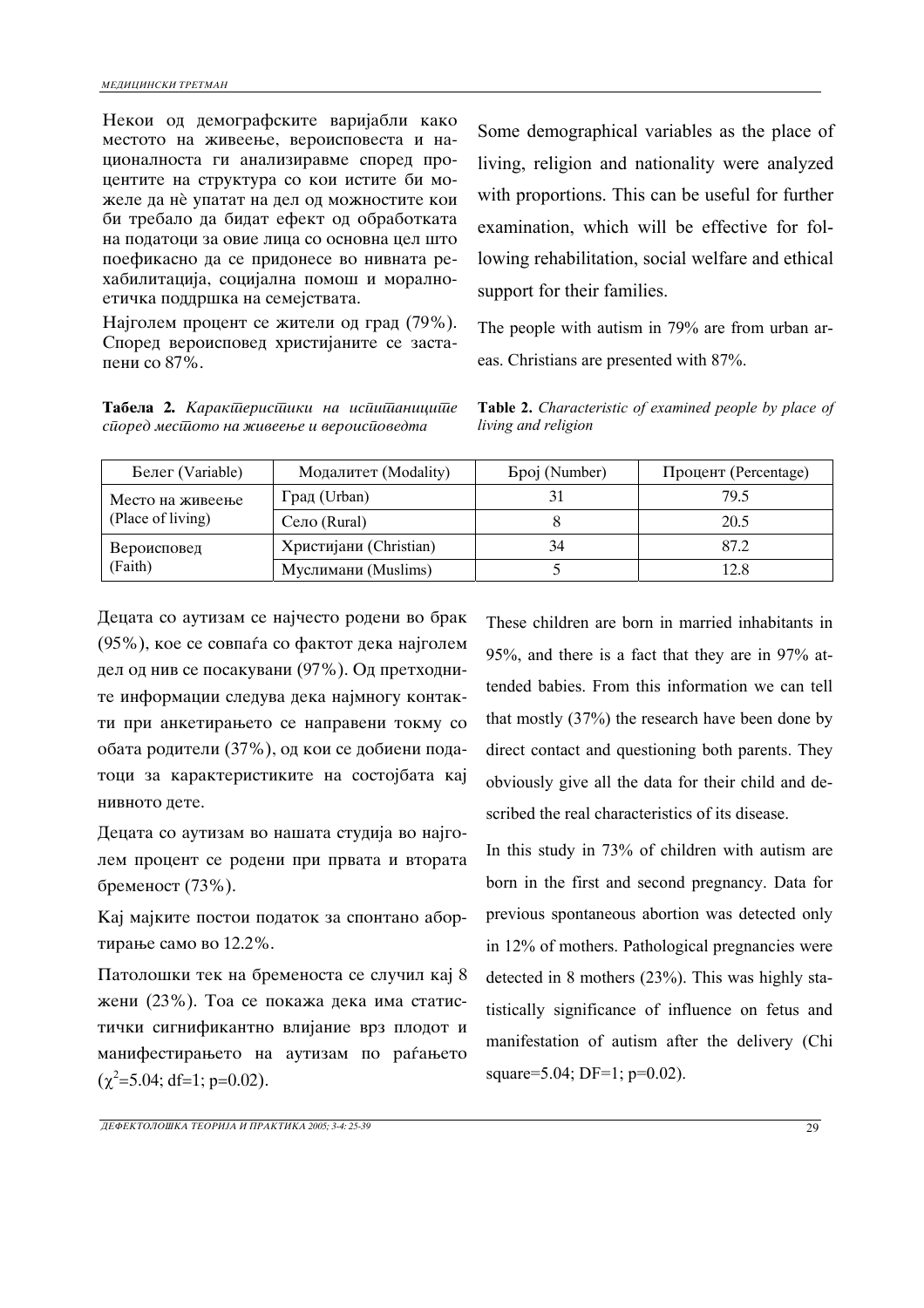Некои од демографските варијабли како местото на живеење, вероисповеста и националноста ги анализиравме според процентите на структура со кои истите би можеле да нè упатат на дел од можностите кои би требало да бидат ефект од обработката на податоци за овие лица со основна цел што поефикасно да се придонесе во нивната рехабилитација, социјална помош и морално-етичка поддршка на семејствата.

Најголем процент се жители од град (79%). Според вероисповед христијаните се застапени со 87%.

Some demographical variables as the place of living, religion and nationality were analyzed with proportions. This can be useful for further examination, which will be effective for following rehabilitation, social welfare and ethical support for their families.

The people with autism in 79% are from urban areas. Christians are presented with 87%.

**Табела 2.** *Карактеристики на испитаниците според местото на живеење и вероисповедта*

**Table 2.** *Characteristic of examined people by place of living and religion*

| Белег (Variable) | Модалитет (Modality) | Број (Number) | Процент (Percentage) |
|---|---|---|---|
| Место на живеење (Place of living) | Град (Urban) | 31 | 79.5 |
| | Село (Rural) | 8 | 20.5 |
| Вероисповед (Faith) | Христијани (Christian) | 34 | 87.2 |
| | Муслимани (Muslims) | 5 | 12.8 |

Децата со аутизам се најчесто родени во брак (95%), кое се совпаѓа со фактот дека најголем дел од нив се посакувани (97%). Од претходните информации следува дека најмногу контакти при анкетирањето се направени токму со обата родители (37%), од кои се добиени податоци за карактеристиките на состојбата кај нивното дете.

Децата со аутизам во нашата студија во најголем процент се родени при првата и втората бременост (73%).

Кај мајките постои податок за спонтано абортирање само во 12.2%.

Патолошки тек на бременоста се случил кај 8 жени (23%). Тоа се покажа дека има статистички сигнификантно влијание врз плодот и манифестирањето на аутизам по раѓањето ($\chi^2$=5.04; df=1; p=0.02).

These children are born in married inhabitants in 95%, and there is a fact that they are in 97% attended babies. From this information we can tell that mostly (37%) the research have been done by direct contact and questioning both parents. They obviously give all the data for their child and described the real characteristics of its disease.

In this study in 73% of children with autism are born in the first and second pregnancy. Data for previous spontaneous abortion was detected only in 12% of mothers. Pathological pregnancies were detected in 8 mothers (23%). This was highly statistically significance of influence on fetus and manifestation of autism after the delivery (Chi square=5.04; DF=1; p=0.02).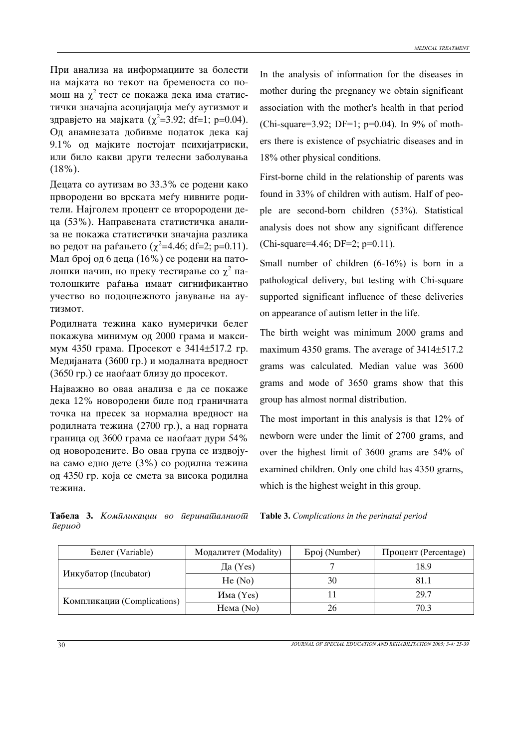При анализа на информациите за болести на мајката во текот на бременоста со помош на $\chi^2$ тест се покажа дека има статистички значајна асоцијација меѓу аутизмот и здравјето на мајката ($\chi^2$=3.92; df=1; p=0.04). Од анамнезата добивме податок дека кај 9.1% од мајките постојат психијатриски, или било какви други телесни заболувања (18%).

Децата со аутизам во 33.3% се родени како првородени во врската меѓу нивните родители. Најголем процент се второродени деца (53%). Направената статистичка анализа не покажа статистички значајна разлика во редот на раѓањето ($\chi^2$=4.46; df=2; p=0.11). Мал број од 6 деца (16%) се родени на патолошки начин, но преку тестирање со $\chi^2$ патолошките раѓања имаат сигнификантно учество во подоцнежното јавување на аутизмот.

Родилната тежина како нумерички белег покажува минимум од 2000 грама и максимум 4350 грама. Просекот е 3414±517.2 гр. Медијаната (3600 гр.) и модалната вредност (3650 гр.) се наоѓаат близу до просекот.

Најважно во оваа анализа е да се покаже дека 12% новороденчи биле под граничната точка на пресек за нормална вредност на родилната тежина (2700 гр.), а над горната граница од 3600 грама се наоѓаат дури 54% од новородените. Во оваа група се издвојува само едно дете (3%) со родилна тежина од 4350 гр. која се смета за висока родилна тежина.

In the analysis of information for the diseases in mother during the pregnancy we obtain significant association with the mother's health in that period (Chi-square=3.92; DF=1; p=0.04). In 9% of mothers there is existence of psychiatric diseases and in 18% other physical conditions.

First-borne child in the relationship of parents was found in 33% of children with autism. Half of people are second-born children (53%). Statistical analysis does not show any significant difference (Chi-square=4.46; DF=2; p=0.11).

Small number of children (6-16%) is born in a pathological delivery, but testing with Chi-square supported significant influence of these deliveries on appearance of autism letter in the life.

The birth weight was minimum 2000 grams and maximum 4350 grams. The average of 3414±517.2 grams was calculated. Median value was 3600 grams and mode of 3650 grams show that this group has almost normal distribution.

The most important in this analysis is that 12% of newborn were under the limit of 2700 grams, and over the highest limit of 3600 grams are 54% of examined children. Only one child has 4350 grams, which is the highest weight in this group.

**Табела 3.** *Компликации во перинаталниот период*

**Table 3.** *Complications in the perinatal period*

| Белег (Variable) | Модалитет (Modality) | Број (Number) | Процент (Percentage) |
|---|---|---|---|
| Инкубатор (Incubator) | Да (Yes) | 7 | 18.9 |
| | Не (No) | 30 | 81.1 |
| Компликации (Complications) | Има (Yes) | 11 | 29.7 |
| | Нема (No) | 26 | 70.3 |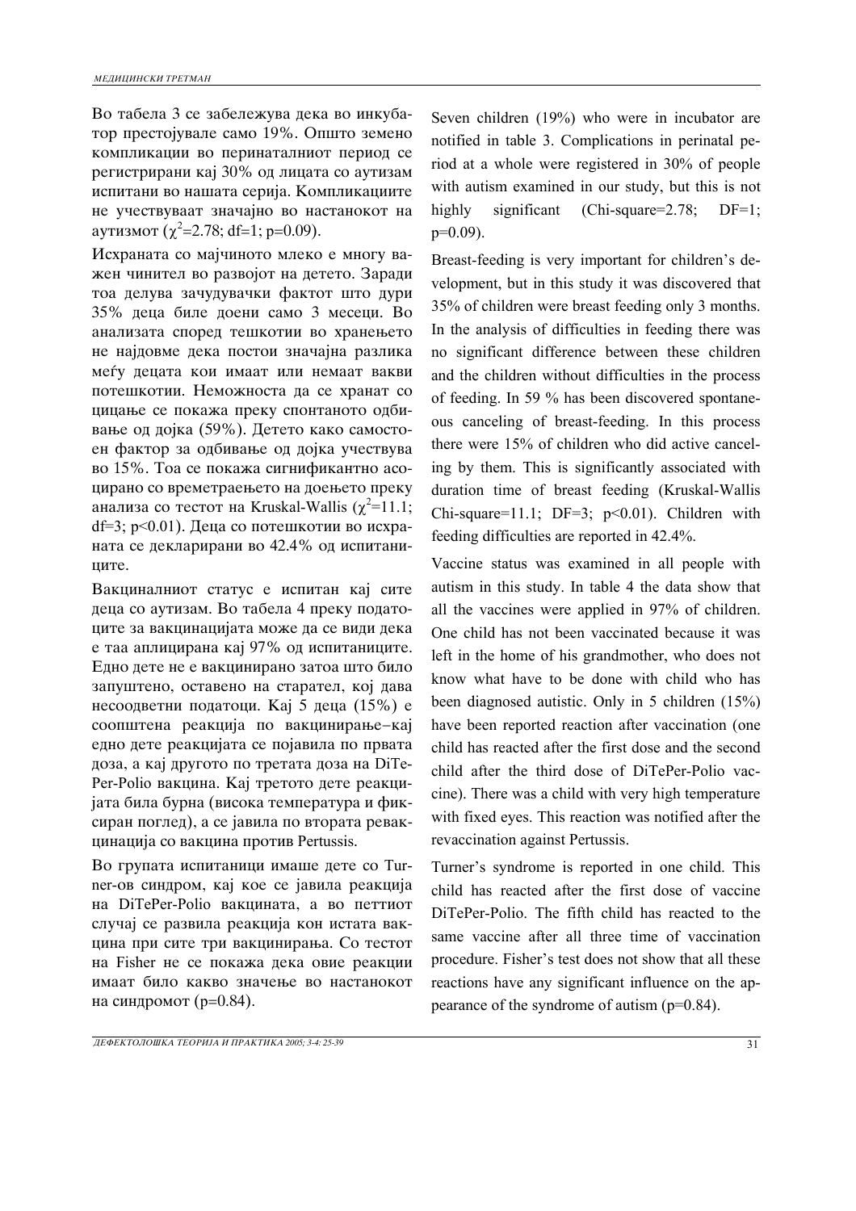Во табела 3 се забележува дека во инкубатор престојувале само 19%. Општо земено компликации во перинаталниот период се регистрирани кај 30% од лицата со аутизам испитани во нашата серија. Компликациите не учествуваат значајно во настанокот на аутизмот ($\chi^2$=2.78; df=1; p=0.09).

Исхраната со мајчиното млеко е многу важен чинител во развојот на детето. Заради тоа делува зачудувачки фактот што дури 35% деца биле доени само 3 месеци. Во анализата според тешкотии во хранењето не најдовме дека постои значајна разлика меѓу децата кои имаат или немаат вакви потешкотии. Неможноста да се хранат со цицање се покажа преку спонтаното одбивање од дојка (59%). Детето како самостоен фактор за одбивање од дојка учествува во 15%. Тоа се покажа сигнификантно асоцирано со времетраењето на доењето преку анализа со тестот на Kruskal-Wallis ($\chi^2$=11.1; df=3; p<0.01). Деца со потешкотии во исхраната се декларирани во 42.4% од испитаниците.

Вакциналниот статус е испитан кај сите деца со аутизам. Во табела 4 преку податоците за вакцинацијата може да се види дека е таа аплицирана кај 97% од испитаниците. Едно дете не е вакцинирано затоа што било запуштено, оставено на старател, кој дава несоодветни податоци. Кај 5 деца (15%) е соопштена реакција по вакцинирање–кај едно дете реакцијата се појавила по првата доза, а кај другото по третата доза на DiTePer-Polio вакцина. Кај третото дете реакцијата била бурна (висока температура и фиксиран поглед), а се јавила по втората ревакцинација со вакцина против Pertussis.

Во групата испитаници имаше дете со Turner-ов синдром, кај кое се јавила реакција на DiTePer-Polio вакцината, а во петтиот случај се развила реакција кон истата вакцина при сите три вакцинирања. Со тестот на Fisher не се покажа дека овие реакции имаат било какво значење во настанокот на синдромот (p=0.84).

Seven children (19%) who were in incubator are notified in table 3. Complications in perinatal period at a whole were registered in 30% of people with autism examined in our study, but this is not highly significant (Chi-square=2.78; DF=1; p=0.09).

Breast-feeding is very important for children's development, but in this study it was discovered that 35% of children were breast feeding only 3 months. In the analysis of difficulties in feeding there was no significant difference between these children and the children without difficulties in the process of feeding. In 59 % has been discovered spontaneous canceling of breast-feeding. In this process there were 15% of children who did active canceling by them. This is significantly associated with duration time of breast feeding (Kruskal-Wallis Chi-square=11.1; DF=3; p<0.01). Children with feeding difficulties are reported in 42.4%.

Vaccine status was examined in all people with autism in this study. In table 4 the data show that all the vaccines were applied in 97% of children. One child has not been vaccinated because it was left in the home of his grandmother, who does not know what have to be done with child who has been diagnosed autistic. Only in 5 children (15%) have been reported reaction after vaccination (one child has reacted after the first dose and the second child after the third dose of DiTePer-Polio vaccine). There was a child with very high temperature with fixed eyes. This reaction was notified after the revaccination against Pertussis.

Turner's syndrome is reported in one child. This child has reacted after the first dose of vaccine DiTePer-Polio. The fifth child has reacted to the same vaccine after all three time of vaccination procedure. Fisher's test does not show that all these reactions have any significant influence on the appearance of the syndrome of autism (p=0.84).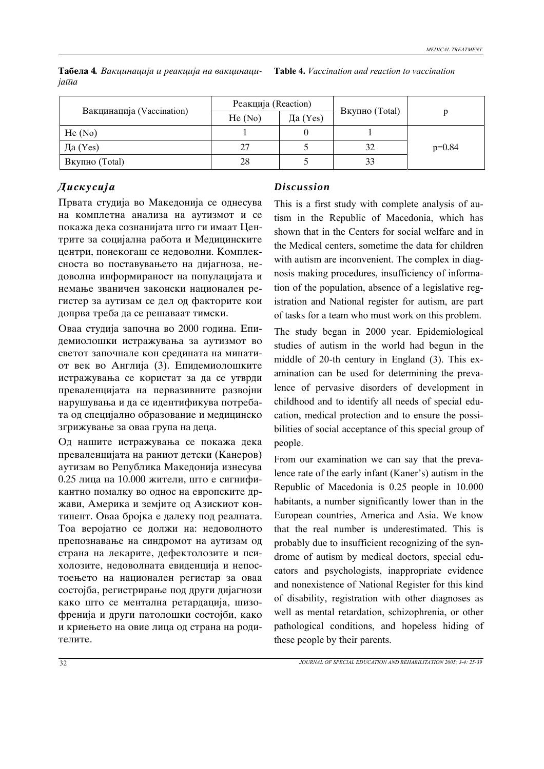**Табела 4.** *Вакцинација и реакција на вакцинацијата*

**Table 4.** *Vaccination and reaction to vaccination*

| Вакцинација (Vaccination) | Реакција (Reaction) | | Вкупно (Total) | p |
|---|---|---|---|---|
| | Не (No) | Да (Yes) | | |
| Не (No) | 1 | 0 | 1 | p=0.84 |
| Да (Yes) | 27 | 5 | 32 | |
| Вкупно (Total) | 28 | 5 | 33 | |

## *Дискусија*

Првата студија во Македонија се однесува на комплетна анализа на аутизмот и се покажа дека сознанијата што ги имаат Центрите за социјална работа и Медицинските центри, понекогаш се недоволни. Комплексноста во поставувањето на дијагноза, недоволна информираност на популацијата и немање званичен законски национален регистер за аутизам се дел од факторите кои допрва треба да се решаваат тимски.

Оваа студија започна во 2000 година. Епидемиолошки истражувања за аутизмот во светот започнале кон средината на минатиот век во Англија (3). Епидемиолошките истражувања се користат за да се утврди преваленцијата на первазивните развојни нарушувања и да се идентификува потребата од специјално образование и медицинско згрижување за оваа група на деца.

Од нашите истражувања се покажа дека преваленцијата на раниот детски (Канеров) аутизам во Република Македонија изнесува 0.25 лица на 10.000 жители, што е сигнификантно помалку во однос на европските држави, Америка и земјите од Азискиот континент. Оваа бројка е далеку под реалната. Тоа веројатно се должи на: недоволното препознавање на синдромот на аутизам од страна на лекарите, дефектолозите и психолозите, недоволната евиденција и непостоењето на национален регистер за оваа состојба, регистрирање под други дијагнози како што се ментална ретардација, шизофренија и други патолошки состојби, како и криењето на овие лица од страна на родителите.

## *Discussion*

This is a first study with complete analysis of autism in the Republic of Macedonia, which has shown that in the Centers for social welfare and in the Medical centers, sometime the data for children with autism are inconvenient. The complex in diagnosis making procedures, insufficiency of information of the population, absence of a legislative registration and National register for autism, are part of tasks for a team who must work on this problem.

The study began in 2000 year. Epidemiological studies of autism in the world had begun in the middle of 20-th century in England (3). This examination can be used for determining the prevalence of pervasive disorders of development in childhood and to identify all needs of special education, medical protection and to ensure the possibilities of social acceptance of this special group of people.

From our examination we can say that the prevalence rate of the early infant (Kaner's) autism in the Republic of Macedonia is 0.25 people in 10.000 habitants, a number significantly lower than in the European countries, America and Asia. We know that the real number is underestimated. This is probably due to insufficient recognizing of the syndrome of autism by medical doctors, special educators and psychologists, inappropriate evidence and nonexistence of National Register for this kind of disability, registration with other diagnoses as well as mental retardation, schizophrenia, or other pathological conditions, and hopeless hiding of these people by their parents.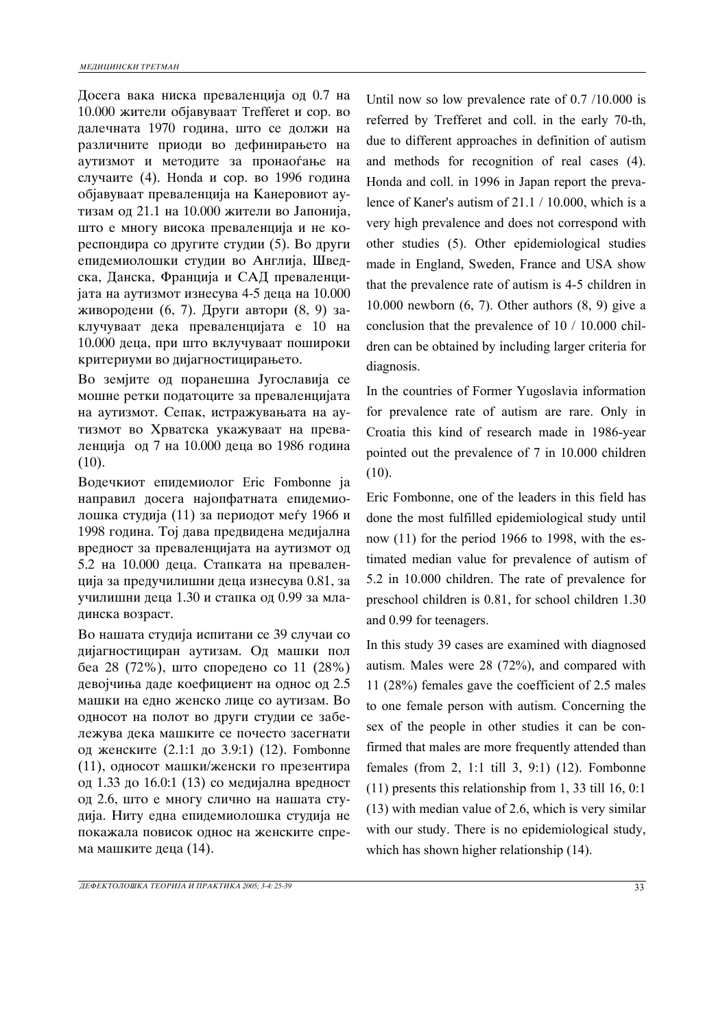Досега вака ниска преваленција од 0.7 на 10.000 жители објавуваат Trefferet и сор. во далечната 1970 година, што се должи на различните приоди во дефинирањето на аутизмот и методите за пронаоѓање на случаите (4). Honda и сор. во 1996 година објавуваат преваленција на Канеровиот аутизам од 21.1 на 10.000 жители во Јапонија, што е многу висока преваленција и не кореспондира со другите студии (5). Во други епидемиолошки студии во Англија, Шведска, Данска, Франција и САД преваленцијата на аутизмот изнесува 4-5 деца на 10.000 живородени (6, 7). Други автори (8, 9) заклучуваат дека преваленцијата е 10 на 10.000 деца, при што вклучуваат пошироки критериуми во дијагностицирањето.

Во земјите од поранешна Југославија се мошне ретки податоците за преваленцијата на аутизмот. Сепак, истражувањата на аутизмот во Хрватска укажуваат на преваленција од 7 на 10.000 деца во 1986 година (10).

Водечкиот епидемиолог Eric Fombonne ја направил досега најопфатната епидемиолошка студија (11) за периодот меѓу 1966 и 1998 година. Тој дава предвидена медијална вредност за преваленцијата на аутизмот од 5.2 на 10.000 деца. Стапката на преваленција за предучилишни деца изнесува 0.81, за училишни деца 1.30 и стапка од 0.99 за младинска возраст.

Во нашата студија испитани се 39 случаи со дијагностициран аутизам. Од машки пол беа 28 (72%), што споредено со 11 (28%) девојчиња даде коефициент на однос од 2.5 машки на едно женско лице со аутизам. Во односот на полот во други студии се забележува дека машките се почесто засегнати од женските (2.1:1 до 3.9:1) (12). Fombonne (11), односот машки/женски го презентира од 1.33 до 16.0:1 (13) со медијална вредност од 2.6, што е многу слично на нашата студија. Ниту една епидемиолошка студија не покажала повисок однос на женските спрема машките деца (14).

Until now so low prevalence rate of 0.7 /10.000 is referred by Trefferet and coll. in the early 70-th, due to different approaches in definition of autism and methods for recognition of real cases (4). Honda and coll. in 1996 in Japan report the prevalence of Kaner's autism of 21.1 / 10.000, which is a very high prevalence and does not correspond with other studies (5). Other epidemiological studies made in England, Sweden, France and USA show that the prevalence rate of autism is 4-5 children in 10.000 newborn (6, 7). Other authors (8, 9) give a conclusion that the prevalence of 10 / 10.000 children can be obtained by including larger criteria for diagnosis.

In the countries of Former Yugoslavia information for prevalence rate of autism are rare. Only in Croatia this kind of research made in 1986-year pointed out the prevalence of 7 in 10.000 children (10).

Eric Fombonne, one of the leaders in this field has done the most fulfilled epidemiological study until now (11) for the period 1966 to 1998, with the estimated median value for prevalence of autism of 5.2 in 10.000 children. The rate of prevalence for preschool children is 0.81, for school children 1.30 and 0.99 for teenagers.

In this study 39 cases are examined with diagnosed autism. Males were 28 (72%), and compared with 11 (28%) females gave the coefficient of 2.5 males to one female person with autism. Concerning the sex of the people in other studies it can be confirmed that males are more frequently attended than females (from 2, 1:1 till 3, 9:1) (12). Fombonne (11) presents this relationship from 1, 33 till 16, 0:1 (13) with median value of 2.6, which is very similar with our study. There is no epidemiological study, which has shown higher relationship (14).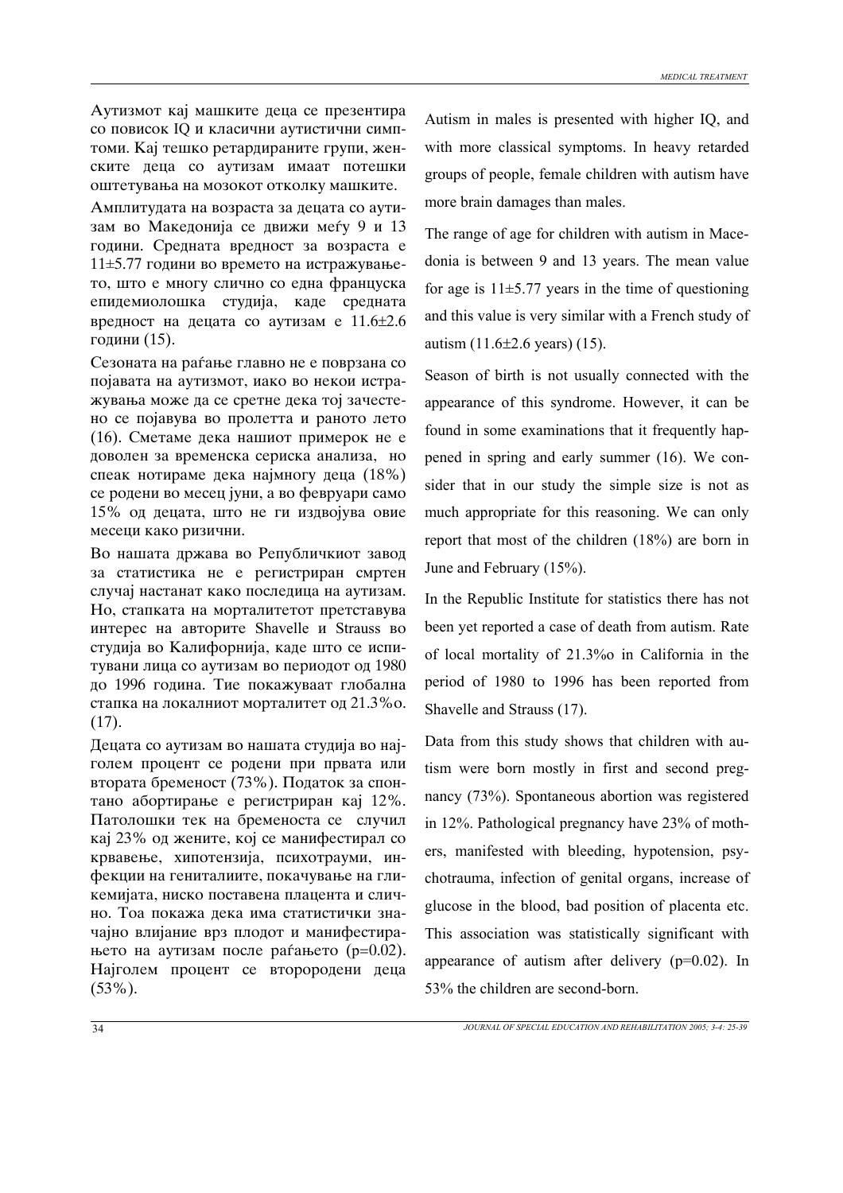Аутизмот кај машките деца се презентира со повисок IQ и класични аутистични симптоми. Кај тешко ретардираните групи, женските деца со аутизам имаат потешки оштетувања на мозокот отколку машките.

Амплитудата на возраста за децата со аутизам во Македонија се движи меѓу 9 и 13 години. Средната вредност за возраста е 11±5.77 години во времето на истражувањето, што е многу слично со една француска епидемиолошка студија, каде средната вредност на децата со аутизам е 11.6±2.6 години (15).

Сезоната на раѓање главно не е поврзана со појавата на аутизмот, иако во некои истражувања може да се сретне дека тој зачестено се појавува во пролетта и раното лето (16). Сметаме дека нашиот примерок не е доволен за временска сериска анализа, но спеак нотираме дека најмногу деца (18%) се родени во месец јуни, а во февруари само 15% од децата, што не ги издвојува овие месеци како ризични.

Во нашата држава во Републичкиот завод за статистика не е регистриран смртен случај настанат како последица на аутизам. Но, стапката на морталитетот претставува интерес на авторите Shavelle и Strauss во студија во Калифорнија, каде што се испитувани лица со аутизам во периодот од 1980 до 1996 година. Тие покажуваат глобална стапка на локалниот морталитет од 21.3%o. (17).

Децата со аутизам во нашата студија во најголем процент се родени при првата или втората бременост (73%). Податок за спонтано абортирање е регистриран кај 12%. Патолошки тек на бременоста се случил кај 23% од жените, кој се манифестирал со крвавење, хипотензија, психотрауми, инфекции на гениталиите, покачување на гликемијата, ниско поставена плацента и слично. Тоа покажа дека има статистички значајно влијание врз плодот и манифестирањето на аутизам после раѓањето (p=0.02). Најголем процент се второродени деца (53%).

Autism in males is presented with higher IQ, and with more classical symptoms. In heavy retarded groups of people, female children with autism have more brain damages than males.

The range of age for children with autism in Macedonia is between 9 and 13 years. The mean value for age is 11±5.77 years in the time of questioning and this value is very similar with a French study of autism (11.6±2.6 years) (15).

Season of birth is not usually connected with the appearance of this syndrome. However, it can be found in some examinations that it frequently happened in spring and early summer (16). We consider that in our study the simple size is not as much appropriate for this reasoning. We can only report that most of the children (18%) are born in June and February (15%).

In the Republic Institute for statistics there has not been yet reported a case of death from autism. Rate of local mortality of 21.3%o in California in the period of 1980 to 1996 has been reported from Shavelle and Strauss (17).

Data from this study shows that children with autism were born mostly in first and second pregnancy (73%). Spontaneous abortion was registered in 12%. Pathological pregnancy have 23% of mothers, manifested with bleeding, hypotension, psychotrauma, infection of genital organs, increase of glucose in the blood, bad position of placenta etc. This association was statistically significant with appearance of autism after delivery (p=0.02). In 53% the children are second-born.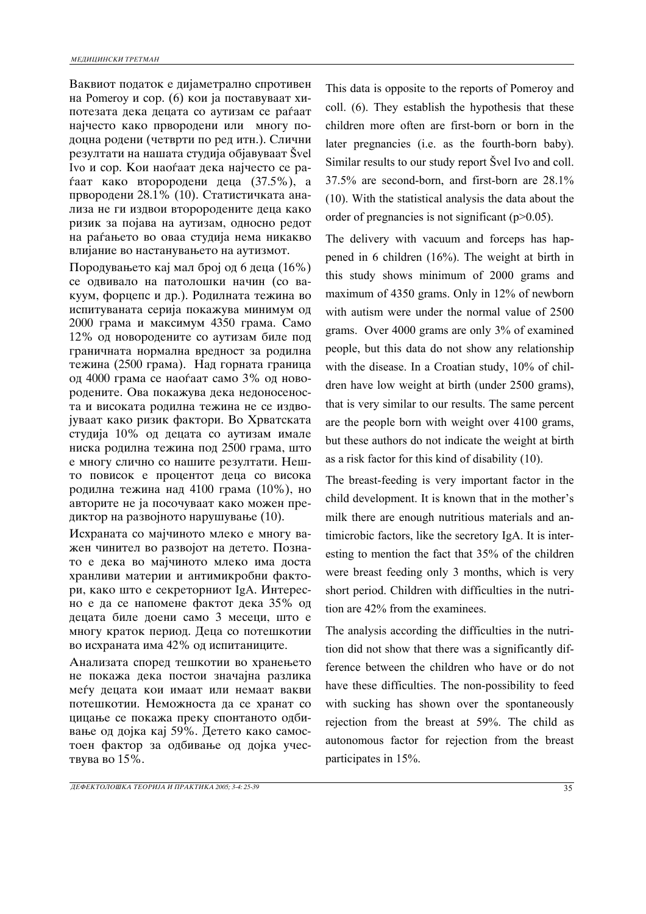Ваквиот податок е дијаметрално спротивен на Pomeroy и сор. (6) кои ја поставуваат хипотезата дека децата со аутизам се раѓаат најчесто како првородени или многу подоцна родени (четврти по ред итн.). Слични резултати на нашата студија објавуваат Švel Ivo и сор. Кои наоѓаат дека најчесто се раѓаат како второродени деца (37.5%), а првородени 28.1% (10). Статистичката анализа не ги издвои второродените деца како ризик за појава на аутизам, односно редот на раѓањето во оваа студија нема никакво влијание во настанувањето на аутизмот.

Породувањето кај мал број од 6 деца (16%) се одвивало на патолошки начин (со вакуум, форцепс и др.). Родилната тежина во испитуваната серија покажува минимум од 2000 грама и максимум 4350 грама. Само 12% од новородените со аутизам биле под граничната нормална вредност за родилна тежина (2500 грама). Над горната граница од 4000 грама се наоѓаат само 3% од новородените. Ова покажува дека недоносеноста и високата родилна тежина не се издвојуваат како ризик фактори. Во Хрватската студија 10% од децата со аутизам имале ниска родилна тежина под 2500 грама, што е многу слично со нашите резултати. Нешто повисок е процентот деца со висока родилна тежина над 4100 грама (10%), но авторите не ја посочуваат како можен предиктор на развојното нарушување (10).

Исхраната со мајчиното млеко е многу важен чинител во развојот на детето. Познато е дека во мајчиното млеко има доста хранливи материи и антимикробни фактори, како што е секреторниот IgA. Интересно е да се напомене фактот дека 35% од децата биле доени само 3 месеци, што е многу краток период. Деца со потешкотии во исхраната има 42% од испитаниците.

Анализата според тешкотии во хранењето не покажа дека постои значајна разлика меѓу децата кои имаат или немаат вакви потешкотии. Неможноста да се хранат со цицање се покажа преку спонтаното одбивање од дојка кај 59%. Детето како самостоен фактор за одбивање од дојка учествува во 15%.

This data is opposite to the reports of Pomeroy and coll. (6). They establish the hypothesis that these children more often are first-born or born in the later pregnancies (i.e. as the fourth-born baby). Similar results to our study report Švel Ivo and coll. 37.5% are second-born, and first-born are 28.1% (10). With the statistical analysis the data about the order of pregnancies is not significant ($p > 0.05$).

The delivery with vacuum and forceps has happened in 6 children (16%). The weight at birth in this study shows minimum of 2000 grams and maximum of 4350 grams. Only in 12% of newborn with autism were under the normal value of 2500 grams. Over 4000 grams are only 3% of examined people, but this data do not show any relationship with the disease. In a Croatian study, 10% of children have low weight at birth (under 2500 grams), that is very similar to our results. The same percent are the people born with weight over 4100 grams, but these authors do not indicate the weight at birth as a risk factor for this kind of disability (10).

The breast-feeding is very important factor in the child development. It is known that in the mother's milk there are enough nutritious materials and antimicrobic factors, like the secretory IgA. It is interesting to mention the fact that 35% of the children were breast feeding only 3 months, which is very short period. Children with difficulties in the nutrition are 42% from the examinees.

The analysis according the difficulties in the nutrition did not show that there was a significantly difference between the children who have or do not have these difficulties. The non-possibility to feed with sucking has shown over the spontaneously rejection from the breast at 59%. The child as autonomous factor for rejection from the breast participates in 15%.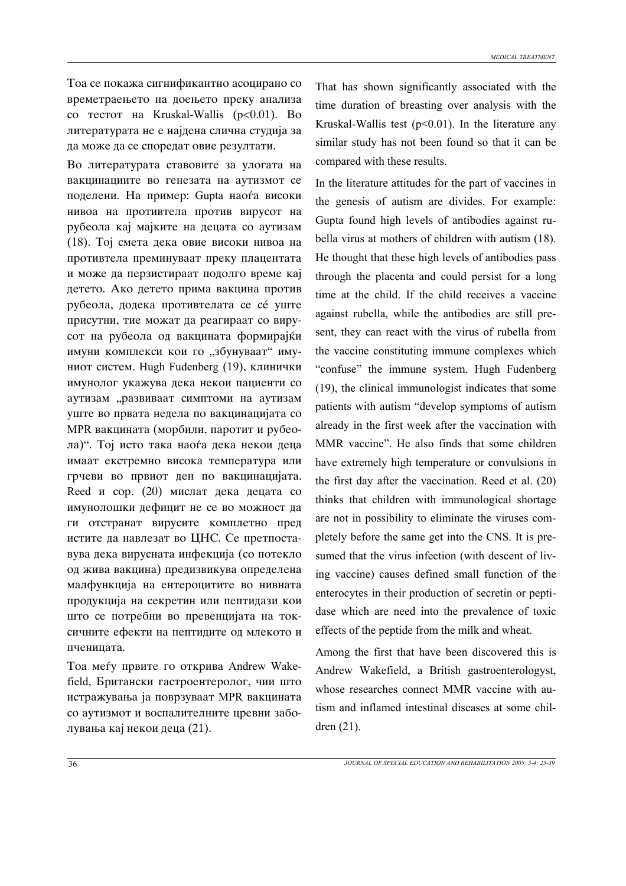Тоа се покажа сигнификантно асоцирано со времетраењето на доењето преку анализа со тестот на Kruskal-Wallis ($p<0.01$). Во литературата не е најдена слична студија за да може да се споредат овие резултати.

Во литературата ставовите за улогата на вакцинациите во генезата на аутизмот се поделени. На пример: Gupta наоѓа високи нивоа на противтела против вирусот на рубеола кај мајките на децата со аутизам (18). Тој смета дека овие високи нивоа на противтела преминуваат преку плацентата и може да перзистираат подолго време кај детето. Ако детето прима вакцина против рубеола, додека противтелата се сé уште присутни, тие можат да реагираат со вирусот на рубеола од вакцината формирајќи имуни комплекси кои го „збунуваат" имуниот систем. Hugh Fudenberg (19), клинички имунолог укажува дека некои пациенти со аутизам „развиваат симптоми на аутизам уште во првата недела по вакцинацијата со MPR вакцината (морбили, паротит и рубеола)". Тој исто така наоѓа дека некои деца имаат екстремно висока температура или грчеви во првиот ден по вакцинацијата. Reed и сор. (20) мислат дека децата со имунолошки дефицит не се во можност да ги отстранат вирусите комплетно пред истите да навлезат во ЦНС. Се претпоставува дека вирусната инфекција (со потекло од жива вакцина) предизвикува определена малфункција на ентероцитите во нивната продукција на секретин или пептидази кои што се потребни во превенцијата на токсичните ефекти на пептидите од млекото и пченицата.

Тоа меѓу првите го открива Andrew Wakefield, Британски гастроентеролог, чии што истражувања ја поврзуваат MPR вакцината со аутизмот и воспалителните цревни заболувања кај некои деца (21).

That has shown significantly associated with the time duration of breasting over analysis with the Kruskal-Wallis test ($p<0.01$). In the literature any similar study has not been found so that it can be compared with these results.

In the literature attitudes for the part of vaccines in the genesis of autism are divides. For example: Gupta found high levels of antibodies against rubella virus at mothers of children with autism (18). He thought that these high levels of antibodies pass through the placenta and could persist for a long time at the child. If the child receives a vaccine against rubella, while the antibodies are still present, they can react with the virus of rubella from the vaccine constituting immune complexes which "confuse" the immune system. Hugh Fudenberg (19), the clinical immunologist indicates that some patients with autism "develop symptoms of autism already in the first week after the vaccination with MMR vaccine". He also finds that some children have extremely high temperature or convulsions in the first day after the vaccination. Reed et al. (20) thinks that children with immunological shortage are not in possibility to eliminate the viruses completely before the same get into the CNS. It is presumed that the virus infection (with descent of living vaccine) causes defined small function of the enterocytes in their production of secretin or peptidase which are need into the prevalence of toxic effects of the peptide from the milk and wheat.

Among the first that have been discovered this is Andrew Wakefield, a British gastroenterologyst, whose researches connect MMR vaccine with autism and inflamed intestinal diseases at some children (21).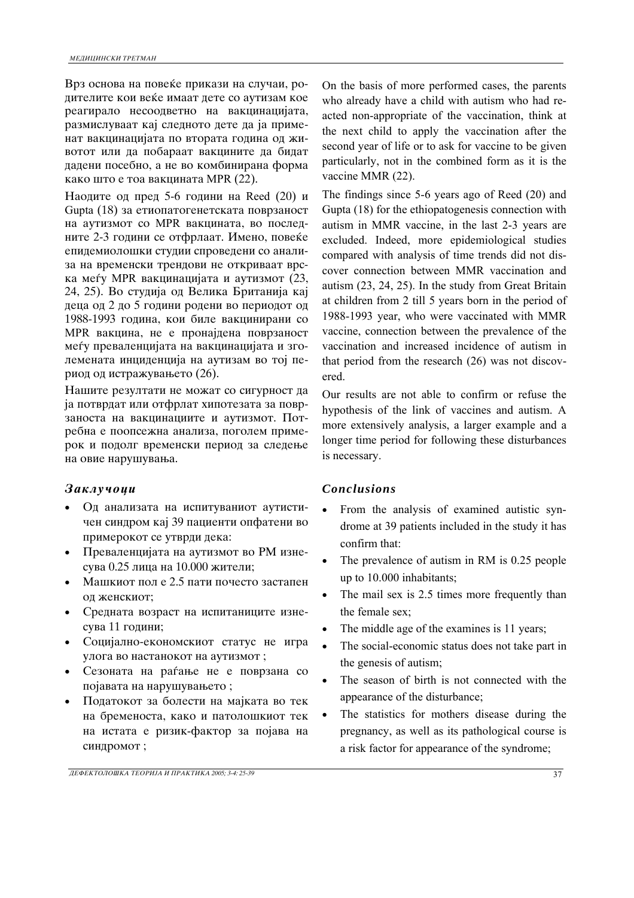Врз основа на повеќе прикази на случаи, родителите кои веќе имаат дете со аутизам кое реагирало несоодветно на вакцинацијата, размислуваат кај следното дете да ја применат вакцинацијата по втората година од животот или да побараат вакцините да бидат дадени посебно, а не во комбинирана форма како што е тоа вакцината MPR (22).

Наодите од пред 5-6 години на Reed (20) и Gupta (18) за етиопатогенетската поврзаност на аутизмот со MPR вакцината, во последните 2-3 години се отфрлаат. Имено, повеќе епидемиолошки студии спроведени со анализа на временски трендови не откриваат врска меѓу MPR вакцинацијата и аутизмот (23, 24, 25). Во студија од Велика Британија кај деца од 2 до 5 години родени во периодот од 1988-1993 година, кои биле вакцинирани со MPR вакцина, не е пронајдена поврзаност меѓу преваленцијата на вакцинацијата и зголемената инциденција на аутизам во тој период од истражувањето (26).

Нашите резултати не можат со сигурност да ја потврдат или отфрлат хипотезата за поврзаноста на вакцинациите и аутизмот. Потребна е поопсежна анализа, поголем примерок и подолг временски период за следење на овие нарушувања.

## *Заклучоци*

- Од анализата на испитуваниот аутистичен синдром кај 39 пациенти опфатени во примерокот се утврди дека:
- Преваленцијата на аутизмот во РМ изнесува 0.25 лица на 10.000 жители;
- Машкиот пол е 2.5 пати почесто застапен од женскиот;
- Средната возраст на испитаниците изнесува 11 години;
- Социјално-економскиот статус не игра улога во настанокот на аутизмот ;
- Сезоната на раѓање не е поврзана со појавата на нарушувањето ;
- Податокот за болести на мајката во тек на бременоста, како и патолошкиот тек на истата е ризик-фактор за појава на синдромот ;

On the basis of more performed cases, the parents who already have a child with autism who had reacted non-appropriate of the vaccination, think at the next child to apply the vaccination after the second year of life or to ask for vaccine to be given particularly, not in the combined form as it is the vaccine MMR (22).

The findings since 5-6 years ago of Reed (20) and Gupta (18) for the ethiopathogenesis connection with autism in MMR vaccine, in the last 2-3 years are excluded. Indeed, more epidemiological studies compared with analysis of time trends did not discover connection between MMR vaccination and autism (23, 24, 25). In the study from Great Britain at children from 2 till 5 years born in the period of 1988-1993 year, who were vaccinated with MMR vaccine, connection between the prevalence of the vaccination and increased incidence of autism in that period from the research (26) was not discovered.

Our results are not able to confirm or refuse the hypothesis of the link of vaccines and autism. A more extensively analysis, a larger example and a longer time period for following these disturbances is necessary.

## *Conclusions*

- From the analysis of examined autistic syndrome at 39 patients included in the study it has confirm that:
- The prevalence of autism in RM is 0.25 people up to 10.000 inhabitants;
- The mail sex is 2.5 times more frequently than the female sex;
- The middle age of the examines is 11 years;
- The social-economic status does not take part in the genesis of autism;
- The season of birth is not connected with the appearance of the disturbance;
- The statistics for mothers disease during the pregnancy, as well as its pathological course is a risk factor for appearance of the syndrome;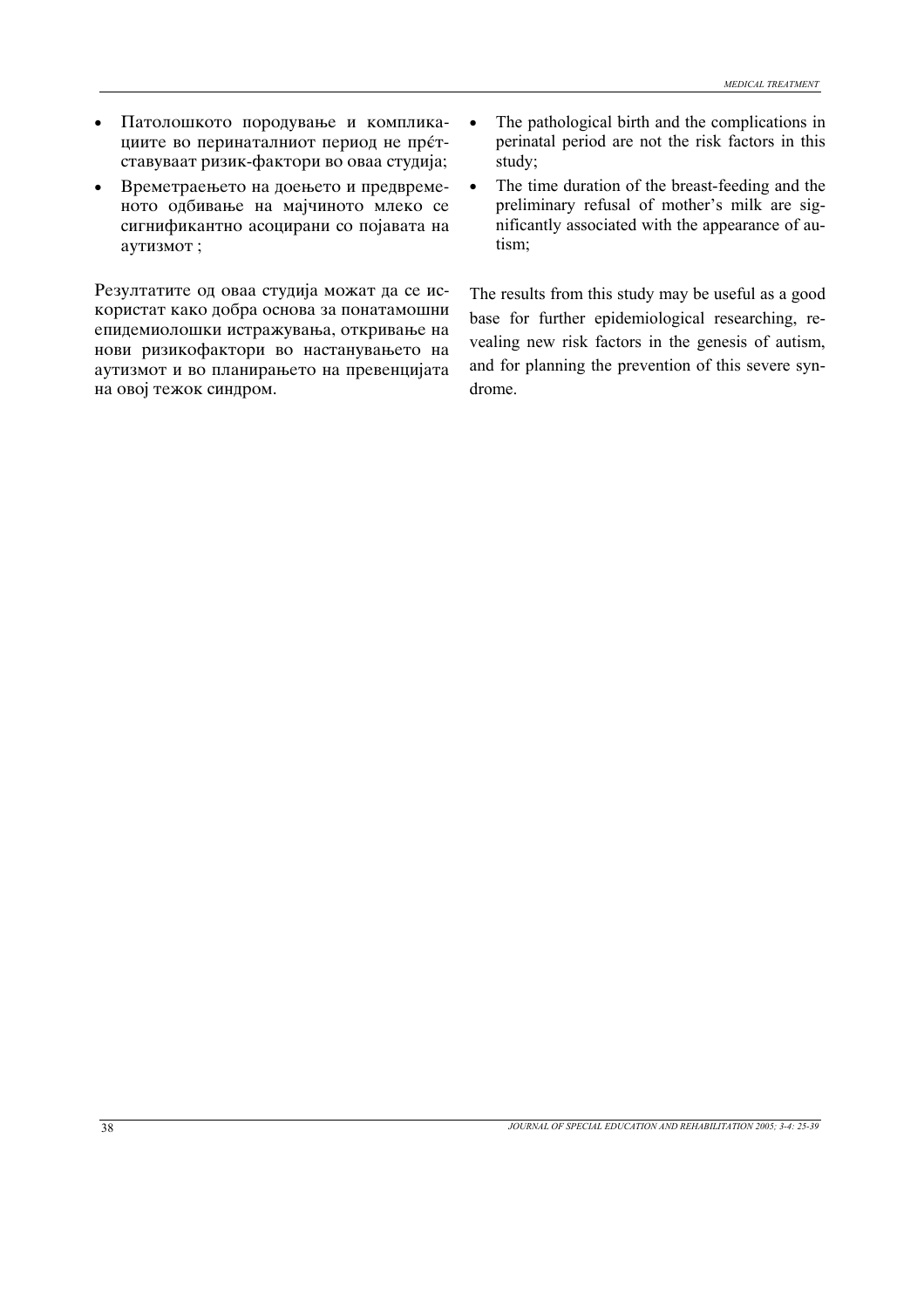- Патолошкото породување и компликациите во перинаталниот период не пре́тставуваат ризик-фактори во оваа студија;
- Времетраењето на доењето и предвременото одбивање на мајчиното млеко се сигнификантно асоцирани со појавата на аутизмот ;

Резултатите од оваа студија можат да се искористат како добра основа за понатамошни епидемиолошки истражувања, откривање на нови ризикофактори во настанувањето на аутизмот и во планирањето на превенцијата на овој тежок синдром.

- The pathological birth and the complications in perinatal period are not the risk factors in this study;
- The time duration of the breast-feeding and the preliminary refusal of mother's milk are significantly associated with the appearance of autism;

The results from this study may be useful as a good base for further epidemiological researching, revealing new risk factors in the genesis of autism, and for planning the prevention of this severe syndrome.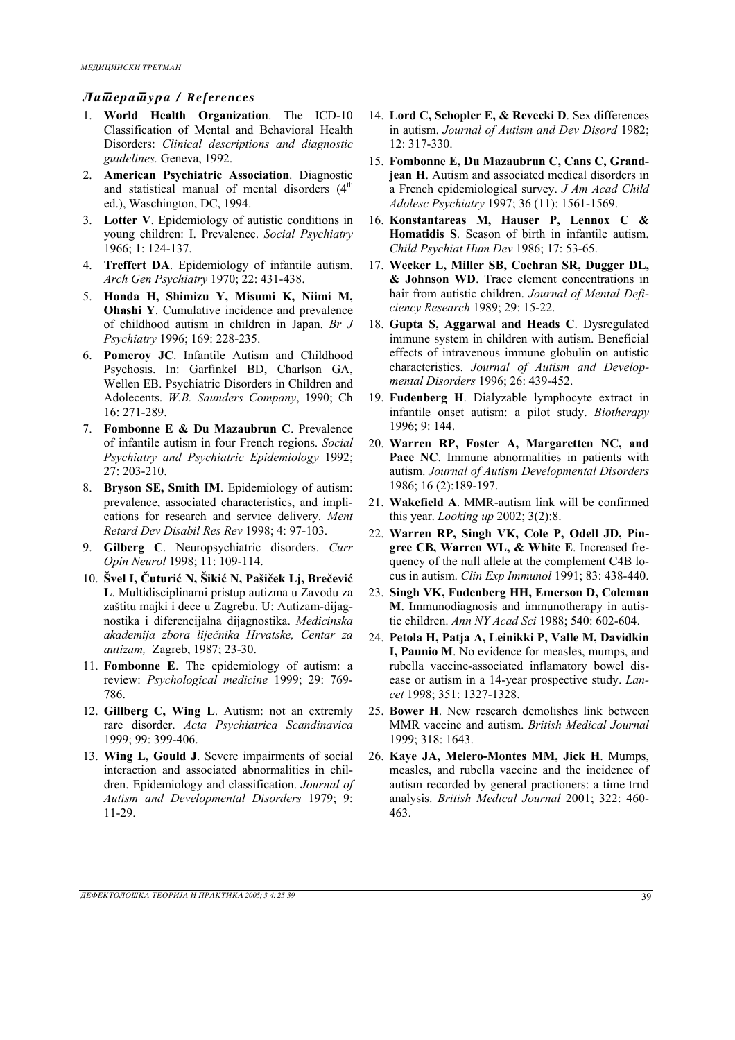## *Литература / References*

1. **World Health Organization**. The ICD-10 Classification of Mental and Behavioral Health Disorders: *Clinical descriptions and diagnostic guidelines.* Geneva, 1992.
2. **American Psychiatric Association**. Diagnostic and statistical manual of mental disorders (4th ed.), Waschington, DC, 1994.
3. **Lotter V**. Epidemiology of autistic conditions in young children: I. Prevalence. *Social Psychiatry* 1966; 1: 124-137.
4. **Treffert DA**. Epidemiology of infantile autism. *Arch Gen Psychiatry* 1970; 22: 431-438.
5. **Honda H, Shimizu Y, Misumi K, Niimi M, Ohashi Y**. Cumulative incidence and prevalence of childhood autism in children in Japan. *Br J Psychiatry* 1996; 169: 228-235.
6. **Pomeroy JC**. Infantile Autism and Childhood Psychosis. In: Garfinkel BD, Charlson GA, Wellen EB. Psychiatric Disorders in Children and Adolecents. *W.B. Saunders Company*, 1990; Ch 16: 271-289.
7. **Fombonne E & Du Mazaubrun C**. Prevalence of infantile autism in four French regions. *Social Psychiatry and Psychiatric Epidemiology* 1992; 27: 203-210.
8. **Bryson SE, Smith IM**. Epidemiology of autism: prevalence, associated characteristics, and implications for research and service delivery. *Ment Retard Dev Disabil Res Rev* 1998; 4: 97-103.
9. **Gilberg C**. Neuropsychiatric disorders. *Curr Opin Neurol* 1998; 11: 109-114.
10. **Švel I, Čuturić N, Šikić N, Pašiček Lj, Brečević L**. Multidisciplinarni pristup autizma u Zavodu za zaštitu majki i dece u Zagrebu. U: Autizam-dijagnostika i diferencijalna dijagnostika. *Medicinska akademija zbora liječnika Hrvatske, Centar za autizam,* Zagreb, 1987; 23-30.
11. **Fombonne E**. The epidemiology of autism: a review: *Psychological medicine* 1999; 29: 769-786.
12. **Gillberg C, Wing L**. Autism: not an extremly rare disorder. *Acta Psychiatrica Scandinavica* 1999; 99: 399-406.
13. **Wing L, Gould J**. Severe impairments of social interaction and associated abnormalities in children. Epidemiology and classification. *Journal of Autism and Developmental Disorders* 1979; 9: 11-29.
14. **Lord C, Schopler E, & Revecki D**. Sex differences in autism. *Journal of Autism and Dev Disord* 1982; 12: 317-330.
15. **Fombonne E, Du Mazaubrun C, Cans C, Grandjean H**. Autism and associated medical disorders in a French epidemiological survey. *J Am Acad Child Adolesc Psychiatry* 1997; 36 (11): 1561-1569.
16. **Konstantareas M, Hauser P, Lennox C & Homatidis S**. Season of birth in infantile autism. *Child Psychiat Hum Dev* 1986; 17: 53-65.
17. **Wecker L, Miller SB, Cochran SR, Dugger DL, & Johnson WD**. Trace element concentrations in hair from autistic children. *Journal of Mental Deficiency Research* 1989; 29: 15-22.
18. **Gupta S, Aggarwal and Heads C**. Dysregulated immune system in children with autism. Beneficial effects of intravenous immune globulin on autistic characteristics. *Journal of Autism and Developmental Disorders* 1996; 26: 439-452.
19. **Fudenberg H**. Dialyzable lymphocyte extract in infantile onset autism: a pilot study. *Biotherapy* 1996; 9: 144.
20. **Warren RP, Foster A, Margaretten NC, and Pace NC**. Immune abnormalities in patients with autism. *Journal of Autism Developmental Disorders* 1986; 16 (2):189-197.
21. **Wakefield A**. MMR-autism link will be confirmed this year. *Looking up* 2002; 3(2):8.
22. **Warren RP, Singh VK, Cole P, Odell JD, Pingree CB, Warren WL, & White E**. Increased frequency of the null allele at the complement C4B locus in autism. *Clin Exp Immunol* 1991; 83: 438-440.
23. **Singh VK, Fudenberg HH, Emerson D, Coleman M**. Immunodiagnosis and immunotherapy in autistic children. *Ann NY Acad Sci* 1988; 540: 602-604.
24. **Petola H, Patja A, Leinikki P, Valle M, Davidkin I, Paunio M**. No evidence for measles, mumps, and rubella vaccine-associated inflamatory bowel disease or autism in a 14-year prospective study. *Lancet* 1998; 351: 1327-1328.
25. **Bower H**. New research demolishes link between MMR vaccine and autism. *British Medical Journal* 1999; 318: 1643.
26. **Kaye JA, Melero-Montes MM, Jick H**. Mumps, measles, and rubella vaccine and the incidence of autism recorded by general practioners: a time trnd analysis. *British Medical Journal* 2001; 322: 460-463.